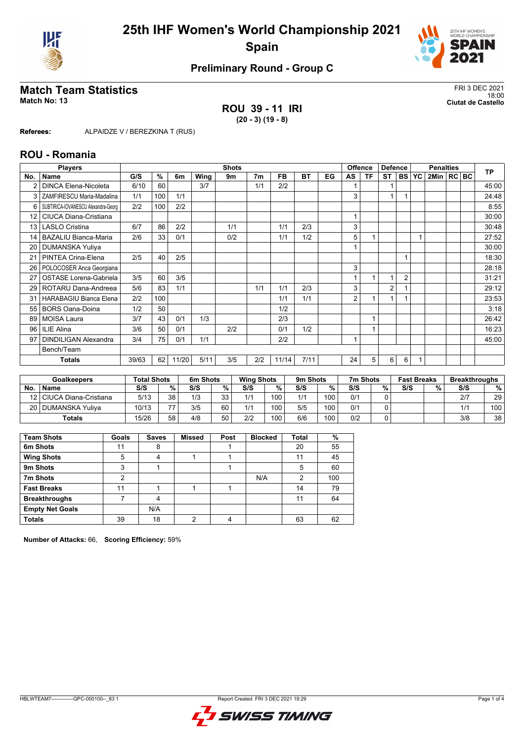# 25th IHF Women's World Championship 2021

## Spain

### Preliminary Round - Group C

## Match Team Statistics

**Match No: 13**

FRI 3 DEC 2021
18:00
**Ciutat de Castello**

**ROU 39 - 11 IRI**
**(20 - 3) (19 - 8)**

**Referees:** ALPAIDZE V / BEREZKINA T (RUS)

## ROU - Romania

| No. | Name | G/S | % | 6m | Wing | 9m | 7m | FB | BT | EG | AS | TF | ST | BS | YC | 2Min | RC | BC | TP |
|---|---|---|---|---|---|---|---|---|---|---|---|---|---|---|---|---|---|---|---|
| 2 | DINCA Elena-Nicoleta | 6/10 | 60 | | 3/7 | | 1/1 | 2/2 | | | 1 | | 1 | | | | | | 45:00 |
| 3 | ZAMFIRESCU Maria-Madalina | 1/1 | 100 | 1/1 | | | | | | | 3 | | 1 | 1 | | | | | 24:48 |
| 6 | SUBTIRICA-IOVANESCU Alexandra-Georg | 2/2 | 100 | 2/2 | | | | | | | | | | | | | | | 8:55 |
| 12 | CIUCA Diana-Cristiana | | | | | | | | | | 1 | | | | | | | | 30:00 |
| 13 | LASLO Cristina | 6/7 | 86 | 2/2 | | 1/1 | | 1/1 | 2/3 | | 3 | | | | | | | | 30:48 |
| 14 | BAZALIU Bianca-Maria | 2/6 | 33 | 0/1 | | 0/2 | | 1/1 | 1/2 | | 5 | 1 | | | 1 | | | | 27:52 |
| 20 | DUMANSKA Yuliya | | | | | | | | | | 1 | | | | | | | | 30:00 |
| 21 | PINTEA Crina-Elena | 2/5 | 40 | 2/5 | | | | | | | | | | 1 | | | | | 18:30 |
| 26 | POLOCOSER Anca Georgiana | | | | | | | | | | 3 | | | | | | | | 28:18 |
| 27 | OSTASE Lorena-Gabriela | 3/5 | 60 | 3/5 | | | | | | | 1 | 1 | 1 | 2 | | | | | 31:21 |
| 29 | ROTARU Dana-Andreea | 5/6 | 83 | 1/1 | | | 1/1 | 1/1 | 2/3 | | 3 | | 2 | 1 | | | | | 29:12 |
| 31 | HARABAGIU Bianca Elena | 2/2 | 100 | | | | | 1/1 | 1/1 | | 2 | 1 | 1 | 1 | | | | | 23:53 |
| 55 | BORS Oana-Doina | 1/2 | 50 | | | | | 1/2 | | | | | | | | | | | 3:18 |
| 89 | MOISA Laura | 3/7 | 43 | 0/1 | 1/3 | | | 2/3 | | | | 1 | | | | | | | 26:42 |
| 96 | ILIE Alina | 3/6 | 50 | 0/1 | | 2/2 | | 0/1 | 1/2 | | | 1 | | | | | | | 16:23 |
| 97 | DINDILIGAN Alexandra | 3/4 | 75 | 0/1 | 1/1 | | | 2/2 | | | 1 | | | | | | | | 45:00 |
| | Bench/Team | | | | | | | | | | | | | | | | | | |
| | **Totals** | 39/63 | 62 | 11/20 | 5/11 | 3/5 | 2/2 | 11/14 | 7/11 | | 24 | 5 | 6 | 6 | 1 | | | | |

| No. | Goalkeepers Name | Total Shots S/S | % | 6m Shots S/S | % | Wing Shots S/S | % | 9m Shots S/S | % | 7m Shots S/S | % | Fast Breaks S/S | % | Breakthroughs S/S | % |
|---|---|---|---|---|---|---|---|---|---|---|---|---|---|---|---|
| 12 | CIUCA Diana-Cristiana | 5/13 | 38 | 1/3 | 33 | 1/1 | 100 | 1/1 | 100 | 0/1 | 0 | | | 2/7 | 29 |
| 20 | DUMANSKA Yuliya | 10/13 | 77 | 3/5 | 60 | 1/1 | 100 | 5/5 | 100 | 0/1 | 0 | | | 1/1 | 100 |
| | **Totals** | 15/26 | 58 | 4/8 | 50 | 2/2 | 100 | 6/6 | 100 | 0/2 | 0 | | | 3/8 | 38 |

| Team Shots | Goals | Saves | Missed | Post | Blocked | Total | % |
|---|---|---|---|---|---|---|---|
| **6m Shots** | 11 | 8 | | 1 | | 20 | 55 |
| **Wing Shots** | 5 | 4 | 1 | 1 | | 11 | 45 |
| **9m Shots** | 3 | 1 | | 1 | | 5 | 60 |
| **7m Shots** | 2 | | | | N/A | 2 | 100 |
| **Fast Breaks** | 11 | 1 | 1 | 1 | | 14 | 79 |
| **Breakthroughs** | 7 | 4 | | | | 11 | 64 |
| **Empty Net Goals** | | N/A | | | | | |
| **Totals** | 39 | 18 | 2 | 4 | | 63 | 62 |

**Number of Attacks:** 66, **Scoring Efficiency:** 59%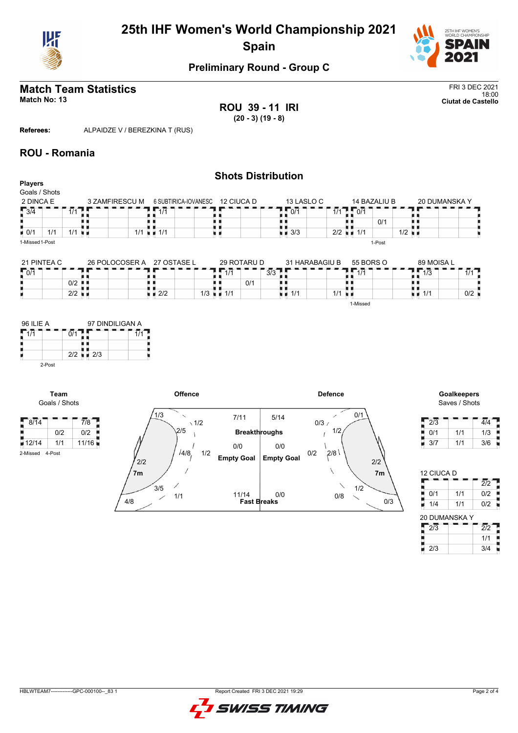# 25th IHF Women's World Championship 2021
## Spain

### Preliminary Round - Group C

## Match Team Statistics

**Match No: 13**

FRI 3 DEC 2021
18:00
**Ciutat de Castello**

**ROU 39 - 11 IRI**
**(20 - 3) (19 - 8)**

**Referees:** ALPAIDZE V / BEREZKINA T (RUS)

## ROU - Romania

### Shots Distribution

**Players**
Goals / Shots

**2 DINCA E**

| 3/4 | | 1/1 |
|---|---|---|
| | | |
| 0/1 | 1/1 | 1/1 |

1-Missed 1-Post

**3 ZAMFIRESCU M**

| | | |
|---|---|---|
| | | |
| | | 1/1 |

**6 SUBTIRICA-IOVANESC**

| 1/1 | | |
|---|---|---|
| | | |
| 1/1 | | |

**12 CIUCA D**

| | | |
|---|---|---|
| | | |
| | | |

**13 LASLO C**

| 0/1 | | 1/1 |
|---|---|---|
| | | |
| 3/3 | | 2/2 |

**14 BAZALIU B**

| 0/1 | | |
|---|---|---|
| | 0/1 | |
| 1/1 | | 1/2 |

1-Post

**20 DUMANSKA Y**

| | | |
|---|---|---|
| | | |
| | | |

**21 PINTEA C**

| 0/1 | | |
|---|---|---|
| | | 0/2 |
| | | 2/2 |

**26 POLOCOSER A**

| | | |
|---|---|---|
| | | |
| | | |

**27 OSTASE L**

| | | |
|---|---|---|
| | | |
| 2/2 | | 1/3 |

**29 ROTARU D**

| 1/1 | | 3/3 |
|---|---|---|
| | 0/1 | |
| 1/1 | | |

**31 HARABAGIU B**

| | | |
|---|---|---|
| | | |
| 1/1 | | 1/1 |

**55 BORS O**

| 1/1 | | |
|---|---|---|
| | | |
| | | |

1-Missed

**89 MOISA L**

| 1/3 | | 1/1 |
|---|---|---|
| | | |
| 1/1 | | 0/2 |

**96 ILIE A**

| 1/1 | | 0/1 |
|---|---|---|
| | | |
| | | 2/2 |

2-Post

**97 DINDILIGAN A**

| | | 1/1 |
|---|---|---|
| | | |
| 2/3 | | |

**Team**
Goals / Shots

| 8/14 | | 7/8 |
|---|---|---|
| | 0/2 | 0/2 |
| 12/14 | 1/1 | 11/16 |

2-Missed 4-Post

**Offence**

| Area | Goals / Shots |
|---|---|
| Left wing | 1/3 |
| Left 6m | 2/5 |
| Left 9m | 1/2 |
| Centre 6m | 4/8 |
| Centre 9m | 1/2 |
| 7m | 2/2 |
| Right 6m | 3/5 |
| Right 9m | 1/1 |
| Right wing | 4/8 |

| | Offence | Defence |
|---|---|---|
| Breakthroughs | 7/11 | 5/14 |
| Empty Goal | 0/0 | 0/0 |
| Fast Breaks | 11/14 | 0/0 |

**Defence**

| Area | Goals / Shots |
|---|---|
| Left wing | 0/1 |
| Left 9m | 0/3 |
| Left 6m | 1/2 |
| Centre 9m | 0/2 |
| Centre 6m | 2/8 |
| 7m | 2/2 |
| Right 6m | 1/2 |
| Right 9m | 0/8 |
| Right wing | 0/3 |

**Goalkeepers**
Saves / Shots

| 2/3 | | 4/4 |
|---|---|---|
| 0/1 | 1/1 | 1/3 |
| 3/7 | 1/1 | 3/6 |

**12 CIUCA D**

| | | 2/2 |
|---|---|---|
| 0/1 | 1/1 | 0/2 |
| 1/4 | 1/1 | 0/2 |

**20 DUMANSKA Y**

| 2/3 | | 2/2 |
|---|---|---|
| | | 1/1 |
| 2/3 | | 3/4 |

HBLWTEAM7--------------GPC-000100--_83 1 Report Created FRI 3 DEC 2021 19:29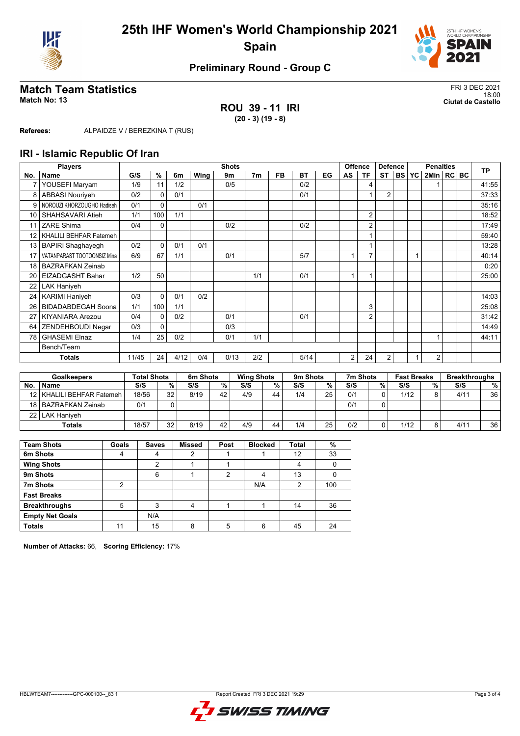# 25th IHF Women's World Championship 2021

## Spain

### Preliminary Round - Group C

## Match Team Statistics

**Match No: 13**

FRI 3 DEC 2021
18:00
**Ciutat de Castello**

**ROU 39 - 11 IRI**
**(20 - 3) (19 - 8)**

**Referees:** ALPAIDZE V / BEREZKINA T (RUS)

## IRI - Islamic Republic Of Iran

| Players | | Shots | | | | | | | | | Offence | | Defence | | Penalties | | | | | TP |
|---|---|---|---|---|---|---|---|---|---|---|---|---|---|---|---|---|---|---|---|---|
| No. | Name | G/S | % | 6m | Wing | 9m | 7m | FB | BT | EG | AS | TF | ST | BS | YC | 2Min | RC | BC | | |
| 7 | YOUSEFI Maryam | 1/9 | 11 | 1/2 | | 0/5 | | | 0/2 | | | 4 | | | | 1 | | | | 41:55 |
| 8 | ABBASI Nouriyeh | 0/2 | 0 | 0/1 | | | | | 0/1 | | | 1 | 2 | | | | | | | 37:33 |
| 9 | NOROUZI KHORZOUGHO Hadiseh | 0/1 | 0 | | 0/1 | | | | | | | | | | | | | | | 35:16 |
| 10 | SHAHSAVARI Atieh | 1/1 | 100 | 1/1 | | | | | | | | 2 | | | | | | | | 18:52 |
| 11 | ZARE Shima | 0/4 | 0 | | | 0/2 | | | 0/2 | | | 2 | | | | | | | | 17:49 |
| 12 | KHALILI BEHFAR Fatemeh | | | | | | | | | | | 1 | | | | | | | | 59:40 |
| 13 | BAPIRI Shaghayegh | 0/2 | 0 | 0/1 | 0/1 | | | | | | | 1 | | | | | | | | 13:28 |
| 17 | VATANPARAST TOOTOONSIZ Mina | 6/9 | 67 | 1/1 | | 0/1 | | | 5/7 | | 1 | 7 | | | 1 | | | | | 40:14 |
| 18 | BAZRAFKAN Zeinab | | | | | | | | | | | | | | | | | | | 0:20 |
| 20 | EIZADGASHT Bahar | 1/2 | 50 | | | | 1/1 | | 0/1 | | 1 | 1 | | | | | | | | 25:00 |
| 22 | LAK Haniyeh | | | | | | | | | | | | | | | | | | | |
| 24 | KARIMI Haniyeh | 0/3 | 0 | 0/1 | 0/2 | | | | | | | | | | | | | | | 14:03 |
| 26 | BIDADABDEGAH Soona | 1/1 | 100 | 1/1 | | | | | | | | 3 | | | | | | | | 25:08 |
| 27 | KIYANIARA Arezou | 0/4 | 0 | 0/2 | | 0/1 | | | 0/1 | | | 2 | | | | | | | | 31:42 |
| 64 | ZENDEHBOUDI Negar | 0/3 | 0 | | | 0/3 | | | | | | | | | | | | | | 14:49 |
| 78 | GHASEMI Elnaz | 1/4 | 25 | 0/2 | | 0/1 | 1/1 | | | | | | | | | 1 | | | | 44:11 |
| | Bench/Team | | | | | | | | | | | | | | | | | | | |
| | **Totals** | 11/45 | 24 | 4/12 | 0/4 | 0/13 | 2/2 | | 5/14 | | 2 | 24 | 2 | | 1 | 2 | | | | |

| Goalkeepers | | Total Shots | | 6m Shots | | Wing Shots | | 9m Shots | | 7m Shots | | Fast Breaks | | Breakthroughs | |
|---|---|---|---|---|---|---|---|---|---|---|---|---|---|---|---|
| No. | Name | S/S | % | S/S | % | S/S | % | S/S | % | S/S | % | S/S | % | S/S | % |
| 12 | KHALILI BEHFAR Fatemeh | 18/56 | 32 | 8/19 | 42 | 4/9 | 44 | 1/4 | 25 | 0/1 | 0 | 1/12 | 8 | 4/11 | 36 |
| 18 | BAZRAFKAN Zeinab | 0/1 | 0 | | | | | | | 0/1 | 0 | | | | |
| 22 | LAK Haniyeh | | | | | | | | | | | | | | |
| | **Totals** | 18/57 | 32 | 8/19 | 42 | 4/9 | 44 | 1/4 | 25 | 0/2 | 0 | 1/12 | 8 | 4/11 | 36 |

| Team Shots | Goals | Saves | Missed | Post | Blocked | Total | % |
|---|---|---|---|---|---|---|---|
| 6m Shots | 4 | 4 | 2 | 1 | 1 | 12 | 33 |
| Wing Shots | | 2 | 1 | 1 | | 4 | 0 |
| 9m Shots | | 6 | 1 | 2 | 4 | 13 | 0 |
| 7m Shots | 2 | | | | N/A | 2 | 100 |
| Fast Breaks | | | | | | | |
| Breakthroughs | 5 | 3 | 4 | 1 | 1 | 14 | 36 |
| Empty Net Goals | | N/A | | | | | |
| Totals | 11 | 15 | 8 | 5 | 6 | 45 | 24 |

**Number of Attacks:** 66, **Scoring Efficiency:** 17%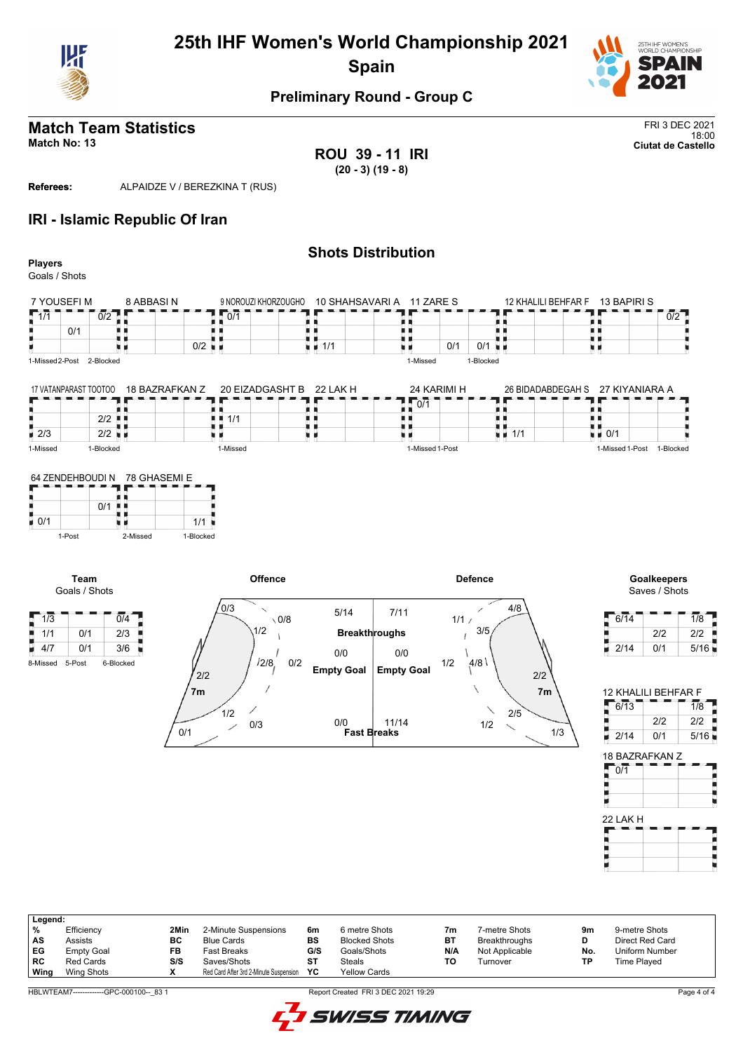# 25th IHF Women's World Championship 2021
## Spain

### Preliminary Round - Group C

## Match Team Statistics

**Match No: 13**

FRI 3 DEC 2021
18:00
**Ciutat de Castello**

**ROU 39 - 11 IRI**
**(20 - 3) (19 - 8)**

**Referees:** ALPAIDZE V / BEREZKINA T (RUS)

## IRI - Islamic Republic Of Iran

### Shots Distribution

**Players**
Goals / Shots

7 YOUSEFI M
1/1 0/2
0/1
1-Missed 2-Post 2-Blocked

8 ABBASI N
0/2

9 NOROUZI KHORZOUGHO
0/1

10 SHAHSAVARI A
1/1

11 ZARE S
0/1 0/1
1-Missed 1-Blocked

12 KHALILI BEHFAR F

13 BAPIRI S
0/2

17 VATANPARAST TOOTOO
2/2
2/3 2/2
1-Missed 1-Blocked

18 BAZRAFKAN Z

20 EIZADGASHT B
1/1
1-Missed

22 LAK H

24 KARIMI H
0/1
1-Missed 1-Post

26 BIDADABDEGAH S
1/1

27 KIYANIARA A
0/1
1-Missed 1-Post 1-Blocked

64 ZENDEHBOUDI N
0/1
0/1
1-Post

78 GHASEMI E
1/1
2-Missed 1-Blocked

**Team**
Goals / Shots

1/3 0/4
1/1 0/1 2/3
4/7 0/1 3/6
8-Missed 5-Post 6-Blocked

**Offence**

0/3
0/8
1/2
2/8
0/2
2/2
7m
1/2
0/3
0/1

5/14 Breakthroughs 7/11
0/0 Empty Goal 0/0
0/0 Fast Breaks 11/14

**Defence**

1/1
4/8
3/5
1/2
4/8
2/2
7m
2/5
1/2
1/3

**Goalkeepers**
Saves / Shots

6/14 1/8
2/2 2/2
2/14 0/1 5/16

12 KHALILI BEHFAR F
6/13 1/8
2/2 2/2
2/14 0/1 5/16

18 BAZRAFKAN Z
0/1

22 LAK H

| Legend: | | | | | | | | | |
|---|---|---|---|---|---|---|---|---|---|
| % | Efficiency | 2Min | 2-Minute Suspensions | 6m | 6 metre Shots | 7m | 7-metre Shots | 9m | 9-metre Shots |
| AS | Assists | BC | Blue Cards | BS | Blocked Shots | BT | Breakthroughs | D | Direct Red Card |
| EG | Empty Goal | FB | Fast Breaks | G/S | Goals/Shots | N/A | Not Applicable | No. | Uniform Number |
| RC | Red Cards | S/S | Saves/Shots | ST | Steals | TO | Turnover | TP | Time Played |
| Wing | Wing Shots | X | Red Card After 3rd 2-Minute Suspension | YC | Yellow Cards | | | | |

HBLWTEAM7--------------GPC-000100--_83 1 Report Created FRI 3 DEC 2021 19:29